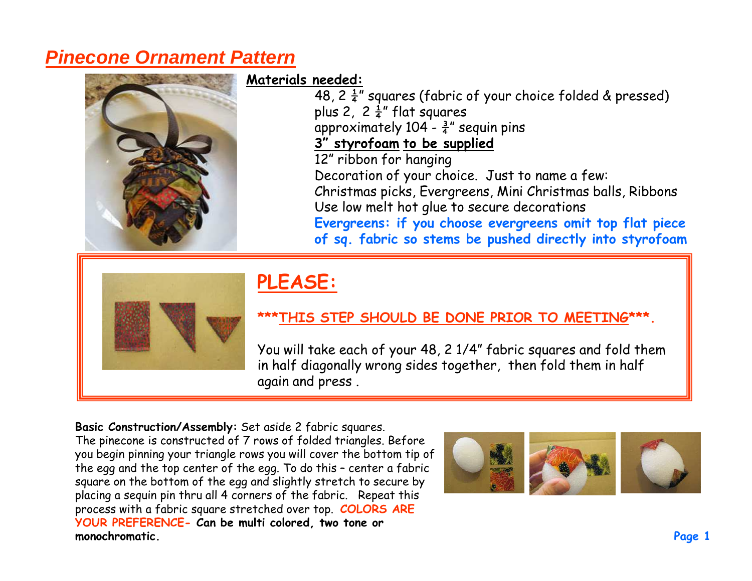# *Pinecone Ornament Pattern*

**Materials needed:**

48, 2 ¼" squares (fabric of your choice folded & pressed)
plus 2, 2 ¼" flat squares
approximately 104 - ¾" sequin pins
**3" styrofoam to be supplied**
12" ribbon for hanging
Decoration of your choice. Just to name a few:
Christmas picks, Evergreens, Mini Christmas balls, Ribbons
Use low melt hot glue to secure decorations
**Evergreens: if you choose evergreens omit top flat piece of sq. fabric so stems be pushed directly into styrofoam**

## PLEASE:

**\*\*\*THIS STEP SHOULD BE DONE PRIOR TO MEETING\*\*\*.**

You will take each of your 48, 2 1/4" fabric squares and fold them in half diagonally wrong sides together, then fold them in half again and press .

**Basic Construction/Assembly:** Set aside 2 fabric squares.
The pinecone is constructed of 7 rows of folded triangles. Before you begin pinning your triangle rows you will cover the bottom tip of the egg and the top center of the egg. To do this – center a fabric square on the bottom of the egg and slightly stretch to secure by placing a sequin pin thru all 4 corners of the fabric. Repeat this process with a fabric square stretched over top. **COLORS ARE YOUR PREFERENCE- Can be multi colored, two tone or monochromatic.**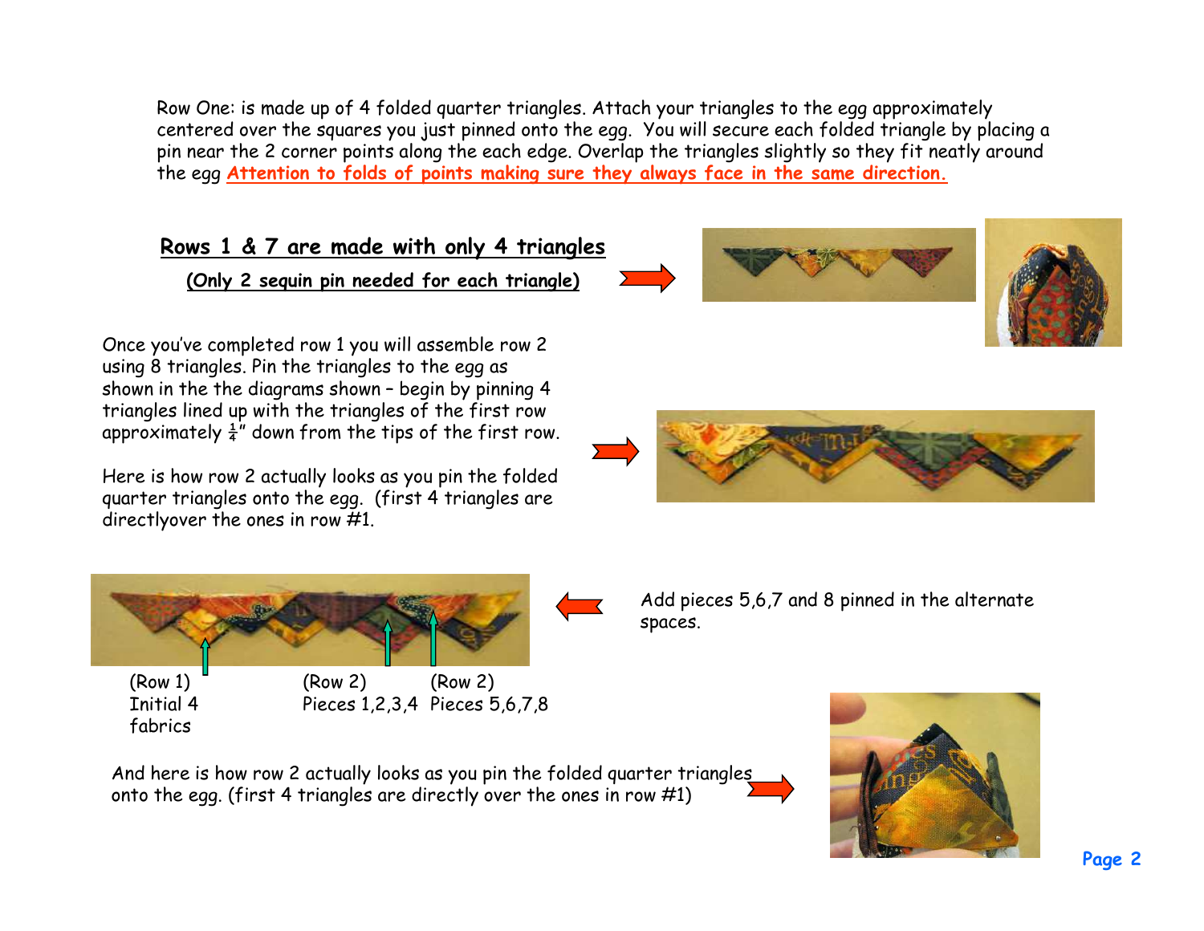Row One: is made up of 4 folded quarter triangles. Attach your triangles to the egg approximately centered over the squares you just pinned onto the egg. You will secure each folded triangle by placing a pin near the 2 corner points along the each edge. Overlap the triangles slightly so they fit neatly around the egg **Attention to folds of points making sure they always face in the same direction.**

**Rows 1 & 7 are made with only 4 triangles**

**(Only 2 sequin pin needed for each triangle)**

Once you've completed row 1 you will assemble row 2 using 8 triangles. Pin the triangles to the egg as shown in the the diagrams shown – begin by pinning 4 triangles lined up with the triangles of the first row approximately ¼" down from the tips of the first row.

Here is how row 2 actually looks as you pin the folded quarter triangles onto the egg. (first 4 triangles are directlyover the ones in row #1.

Add pieces 5,6,7 and 8 pinned in the alternate spaces.

(Row 1) Initial 4 fabrics

(Row 2) Pieces 1,2,3,4

(Row 2) Pieces 5,6,7,8

And here is how row 2 actually looks as you pin the folded quarter triangles onto the egg. (first 4 triangles are directly over the ones in row #1)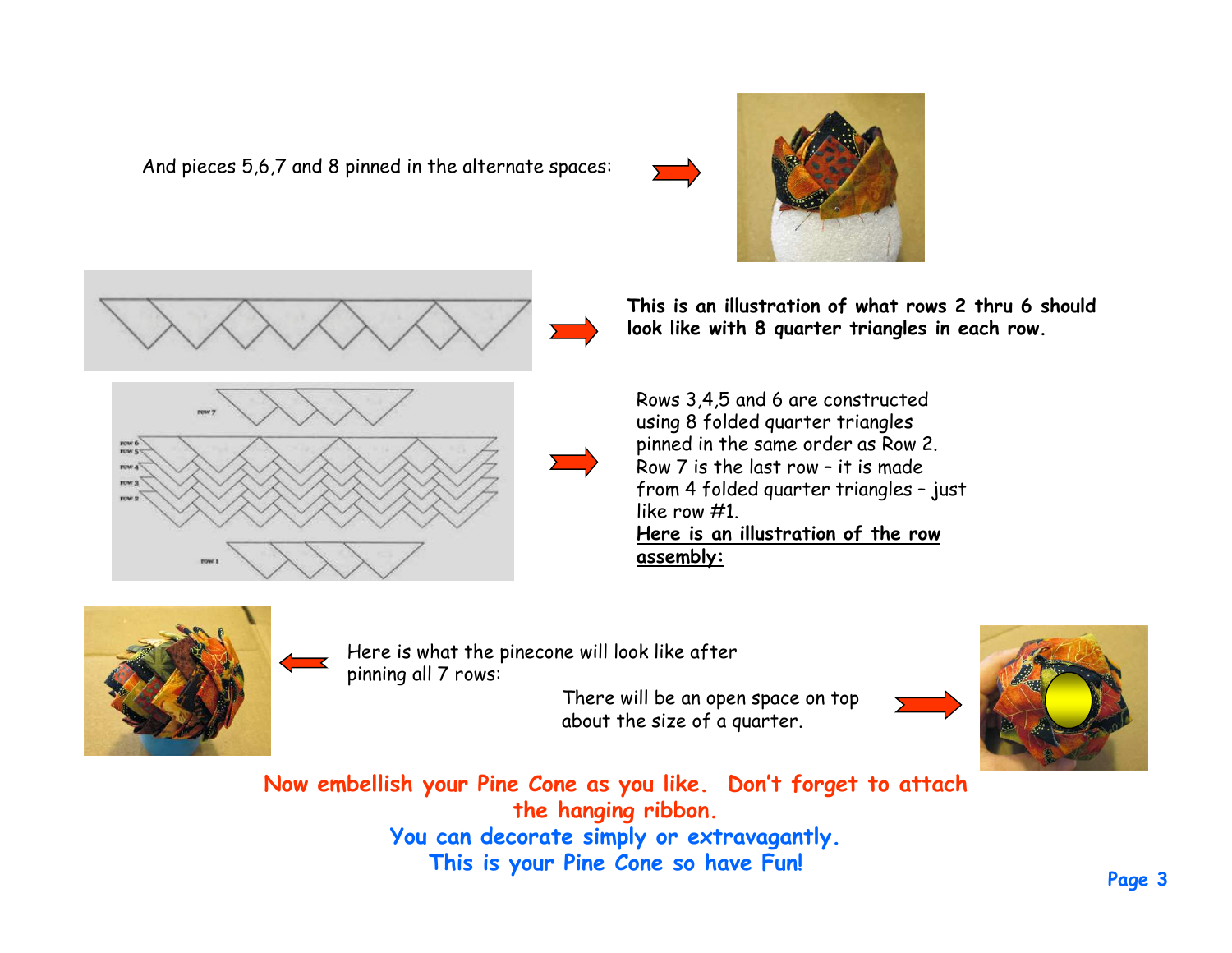And pieces 5,6,7 and 8 pinned in the alternate spaces:

**This is an illustration of what rows 2 thru 6 should look like with 8 quarter triangles in each row.**

Rows 3,4,5 and 6 are constructed using 8 folded quarter triangles pinned in the same order as Row 2. Row 7 is the last row – it is made from 4 folded quarter triangles – just like row #1.

**Here is an illustration of the row assembly:**

row 7

row 6
row 5
row 4
row 3
row 2

row 1

Here is what the pinecone will look like after pinning all 7 rows:

There will be an open space on top about the size of a quarter.

**Now embellish your Pine Cone as you like. Don't forget to attach the hanging ribbon.**

**You can decorate simply or extravagantly.**

**This is your Pine Cone so have Fun!**